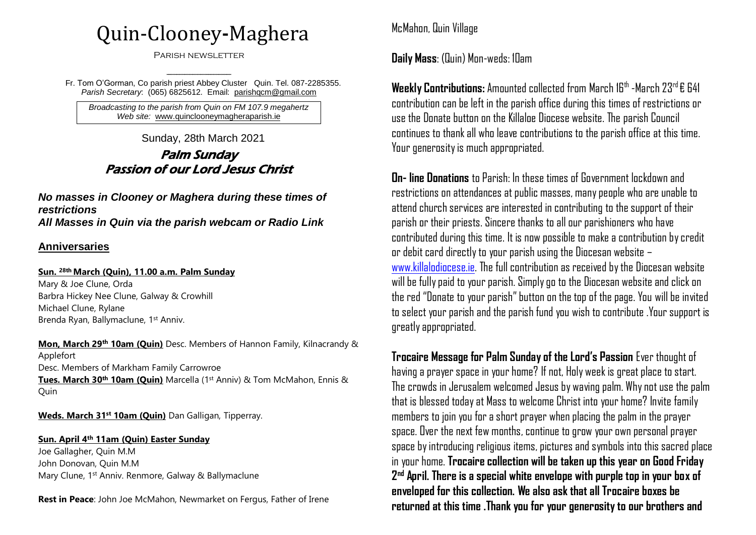# Quin-Clooney-Maghera

Parish newsletter

Fr. Tom O'Gorman, Co parish priest Abbey Cluster Quin. Tel. 087-2285355.
*Parish Secretary*: (065) 6825612. Email: parishqcm@gmail.com

*Broadcasting to the parish from Quin on FM 107.9 megahertz*
*Web site:* www.quinclooneymagheraparish.ie

Sunday, 28th March 2021

## Palm Sunday
## Passion of our Lord Jesus Christ

***No masses in Clooney or Maghera during these times of restrictions***
***All Masses in Quin via the parish webcam or Radio Link***

### Anniversaries

**Sun. 28th March (Quin), 11.00 a.m. Palm Sunday**

Mary & Joe Clune, Orda
Barbra Hickey Nee Clune, Galway & Crowhill
Michael Clune, Rylane
Brenda Ryan, Ballymaclune, 1st Anniv.

**Mon, March 29th 10am (Quin)** Desc. Members of Hannon Family, Kilnacrandy & Applefort
Desc. Members of Markham Family Carrowroe
**Tues. March 30th 10am (Quin)** Marcella (1st Anniv) & Tom McMahon, Ennis & Quin

**Weds. March 31st 10am (Quin)** Dan Galligan, Tipperray.

**Sun. April 4th 11am (Quin) Easter Sunday**

Joe Gallagher, Quin M.M
John Donovan, Quin M.M
Mary Clune, 1st Anniv. Renmore, Galway & Ballymaclune

**Rest in Peace**: John Joe McMahon, Newmarket on Fergus, Father of Irene McMahon, Quin Village

**Daily Mass**: (Quin) Mon-weds: 10am

**Weekly Contributions:** Amounted collected from March 16th -March 23rd € 641 contribution can be left in the parish office during this times of restrictions or use the Donate button on the Killaloe Diocese website. The parish Council continues to thank all who leave contributions to the parish office at this time. Your generosity is much appropriated.

**On- line Donations** to Parish: In these times of Government lockdown and restrictions on attendances at public masses, many people who are unable to attend church services are interested in contributing to the support of their parish or their priests. Sincere thanks to all our parishioners who have contributed during this time. It is now possible to make a contribution by credit or debit card directly to your parish using the Diocesan website – www.killalodiocese.ie. The full contribution as received by the Diocesan website will be fully paid to your parish. Simply go to the Diocesan website and click on the red "Donate to your parish" button on the top of the page. You will be invited to select your parish and the parish fund you wish to contribute .Your support is greatly appropriated.

**Trocaire Message for Palm Sunday of the Lord's Passion** Ever thought of having a prayer space in your home? If not, Holy week is great place to start. The crowds in Jerusalem welcomed Jesus by waving palm. Why not use the palm that is blessed today at Mass to welcome Christ into your home? Invite family members to join you for a short prayer when placing the palm in the prayer space. Over the next few months, continue to grow your own personal prayer space by introducing religious items, pictures and symbols into this sacred place in your home. **Trocaire collection will be taken up this year on Good Friday 2nd April. There is a special white envelope with purple top in your box of enveloped for this collection. We also ask that all Trocaire boxes be returned at this time .Thank you for your generosity to our brothers and**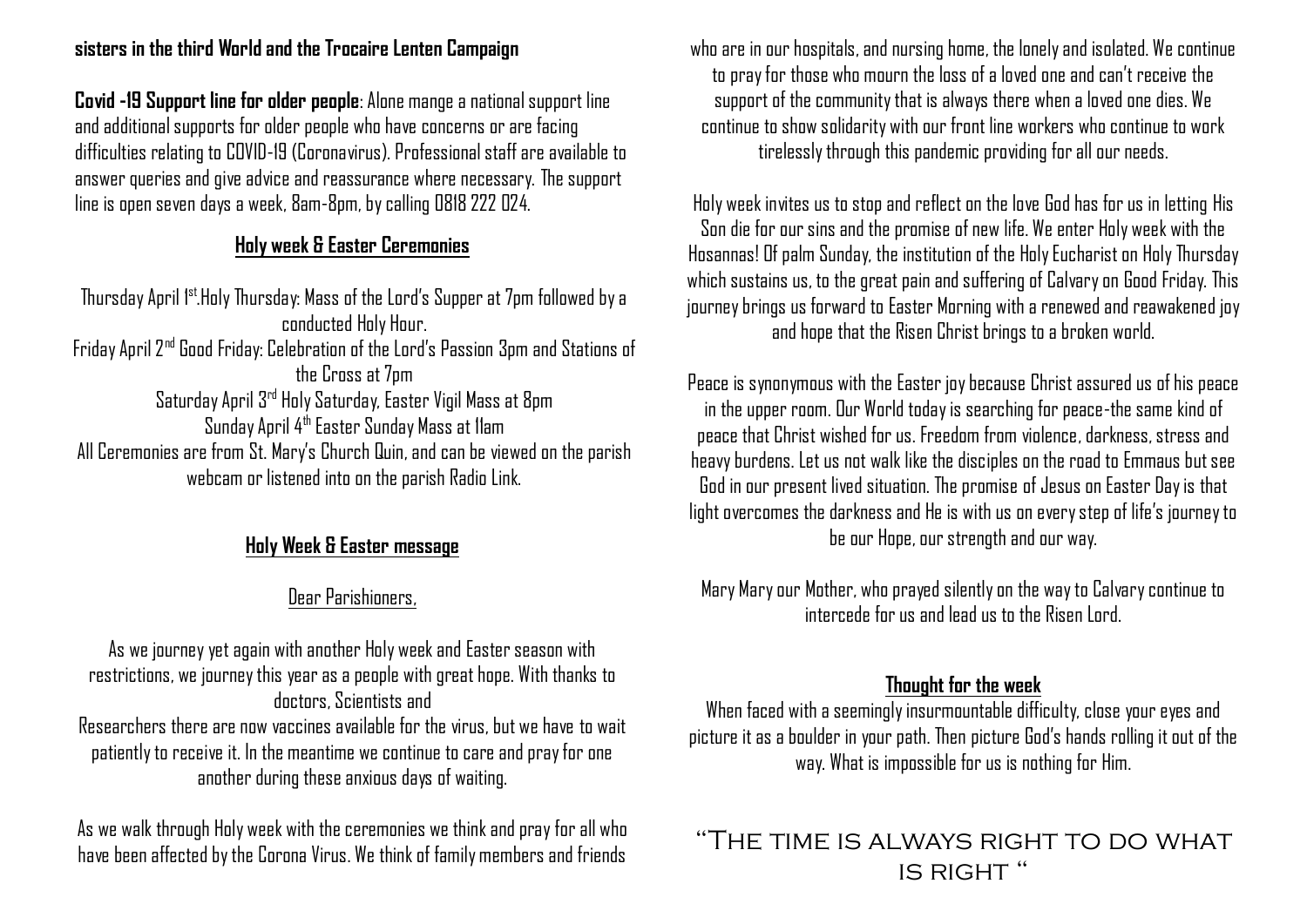**sisters in the third World and the Trocaire Lenten Campaign**

**Covid -19 Support line for older people**: Alone mange a national support line and additional supports for older people who have concerns or are facing difficulties relating to COVID-19 (Coronavirus). Professional staff are available to answer queries and give advice and reassurance where necessary. The support line is open seven days a week, 8am-8pm, by calling 0818 222 024.

## Holy week & Easter Ceremonies

Thursday April 1st. Holy Thursday: Mass of the Lord's Supper at 7pm followed by a conducted Holy Hour.

Friday April 2nd Good Friday: Celebration of the Lord's Passion 3pm and Stations of the Cross at 7pm

Saturday April 3rd Holy Saturday, Easter Vigil Mass at 8pm

Sunday April 4th Easter Sunday Mass at 11am

All Ceremonies are from St. Mary's Church Quin, and can be viewed on the parish webcam or listened into on the parish Radio Link.

## Holy Week & Easter message

Dear Parishioners,

As we journey yet again with another Holy week and Easter season with restrictions, we journey this year as a people with great hope. With thanks to doctors, Scientists and Researchers there are now vaccines available for the virus, but we have to wait patiently to receive it. In the meantime we continue to care and pray for one another during these anxious days of waiting.

As we walk through Holy week with the ceremonies we think and pray for all who have been affected by the Corona Virus. We think of family members and friends who are in our hospitals, and nursing home, the lonely and isolated. We continue to pray for those who mourn the loss of a loved one and can't receive the support of the community that is always there when a loved one dies. We continue to show solidarity with our front line workers who continue to work tirelessly through this pandemic providing for all our needs.

Holy week invites us to stop and reflect on the love God has for us in letting His Son die for our sins and the promise of new life. We enter Holy week with the Hosannas! Of palm Sunday, the institution of the Holy Eucharist on Holy Thursday which sustains us, to the great pain and suffering of Calvary on Good Friday. This journey brings us forward to Easter Morning with a renewed and reawakened joy and hope that the Risen Christ brings to a broken world.

Peace is synonymous with the Easter joy because Christ assured us of his peace in the upper room. Our World today is searching for peace-the same kind of peace that Christ wished for us. Freedom from violence, darkness, stress and heavy burdens. Let us not walk like the disciples on the road to Emmaus but see God in our present lived situation. The promise of Jesus on Easter Day is that light overcomes the darkness and He is with us on every step of life's journey to be our Hope, our strength and our way.

Mary Mary our Mother, who prayed silently on the way to Calvary continue to intercede for us and lead us to the Risen Lord.

## Thought for the week

When faced with a seemingly insurmountable difficulty, close your eyes and picture it as a boulder in your path. Then picture God's hands rolling it out of the way. What is impossible for us is nothing for Him.

"The time is always right to do what is right "